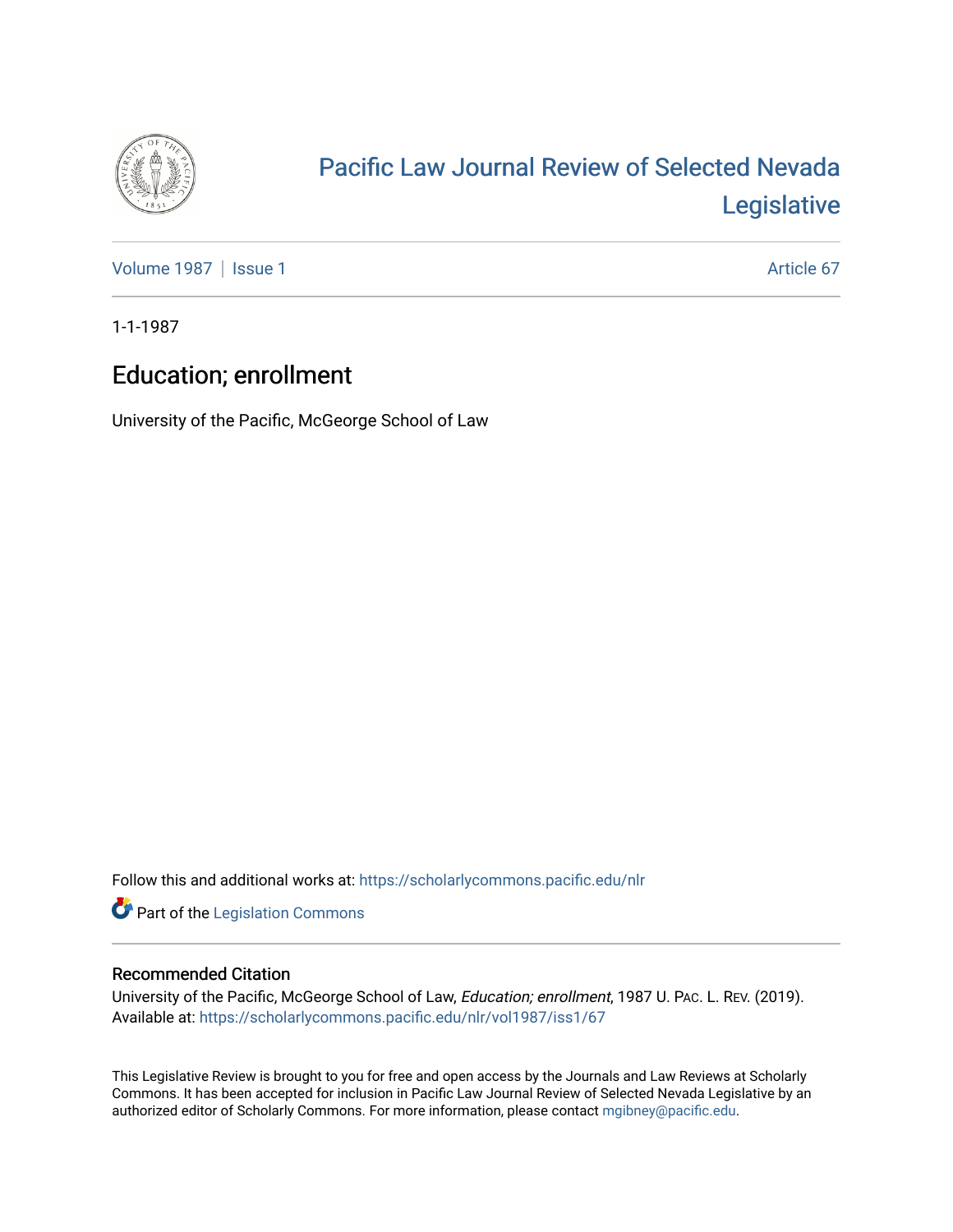# Pacific Law Journal Review of Selected Nevada Legislative

Volume 1987 | Issue 1 — Article 67

1-1-1987

## Education; enrollment

University of the Pacific, McGeorge School of Law

Follow this and additional works at: https://scholarlycommons.pacific.edu/nlr

Part of the Legislation Commons

### Recommended Citation

University of the Pacific, McGeorge School of Law, *Education; enrollment*, 1987 U. Pac. L. Rev. (2019).
Available at: https://scholarlycommons.pacific.edu/nlr/vol1987/iss1/67

This Legislative Review is brought to you for free and open access by the Journals and Law Reviews at Scholarly Commons. It has been accepted for inclusion in Pacific Law Journal Review of Selected Nevada Legislative by an authorized editor of Scholarly Commons. For more information, please contact mgibney@pacific.edu.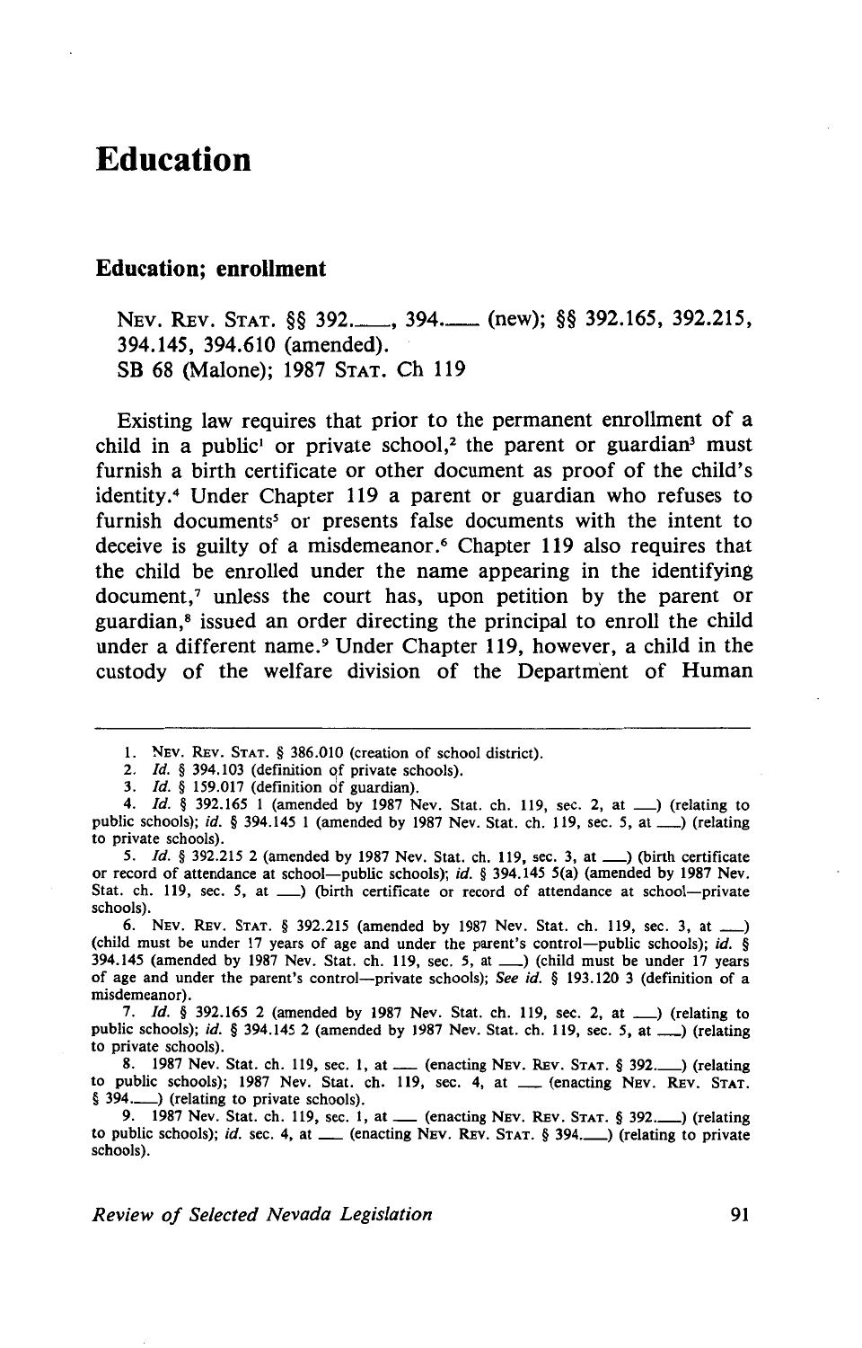# Education

## Education; enrollment

NEV. REV. STAT. §§ 392.\_\_\_, 394.\_\_\_ (new); §§ 392.165, 392.215, 394.145, 394.610 (amended).
SB 68 (Malone); 1987 STAT. Ch 119

Existing law requires that prior to the permanent enrollment of a child in a public[1] or private school,[2] the parent or guardian[3] must furnish a birth certificate or other document as proof of the child's identity.[4] Under Chapter 119 a parent or guardian who refuses to furnish documents[5] or presents false documents with the intent to deceive is guilty of a misdemeanor.[6] Chapter 119 also requires that the child be enrolled under the name appearing in the identifying document,[7] unless the court has, upon petition by the parent or guardian,[8] issued an order directing the principal to enroll the child under a different name.[9] Under Chapter 119, however, a child in the custody of the welfare division of the Department of Human

---

1. NEV. REV. STAT. § 386.010 (creation of school district).
2. *Id.* § 394.103 (definition of private schools).
3. *Id.* § 159.017 (definition of guardian).
4. *Id.* § 392.165 1 (amended by 1987 Nev. Stat. ch. 119, sec. 2, at \_\_\_) (relating to public schools); *id.* § 394.145 1 (amended by 1987 Nev. Stat. ch. 119, sec. 5, at \_\_\_) (relating to private schools).
5. *Id.* § 392.215 2 (amended by 1987 Nev. Stat. ch. 119, sec. 3, at \_\_\_) (birth certificate or record of attendance at school—public schools); *id.* § 394.145 5(a) (amended by 1987 Nev. Stat. ch. 119, sec. 5, at \_\_\_) (birth certificate or record of attendance at school—private schools).
6. NEV. REV. STAT. § 392.215 (amended by 1987 Nev. Stat. ch. 119, sec. 3, at \_\_\_) (child must be under 17 years of age and under the parent's control—public schools); *id.* § 394.145 (amended by 1987 Nev. Stat. ch. 119, sec. 5, at \_\_\_) (child must be under 17 years of age and under the parent's control—private schools); *See id.* § 193.120 3 (definition of a misdemeanor).
7. *Id.* § 392.165 2 (amended by 1987 Nev. Stat. ch. 119, sec. 2, at \_\_\_) (relating to public schools); *id.* § 394.145 2 (amended by 1987 Nev. Stat. ch. 119, sec. 5, at \_\_\_) (relating to private schools).
8. 1987 Nev. Stat. ch. 119, sec. 1, at \_\_\_ (enacting NEV. REV. STAT. § 392.\_\_\_) (relating to public schools); 1987 Nev. Stat. ch. 119, sec. 4, at \_\_\_ (enacting NEV. REV. STAT. § 394.\_\_\_) (relating to private schools).
9. 1987 Nev. Stat. ch. 119, sec. 1, at \_\_\_ (enacting NEV. REV. STAT. § 392.\_\_\_) (relating to public schools); *id.* sec. 4, at \_\_\_ (enacting NEV. REV. STAT. § 394.\_\_\_) (relating to private schools).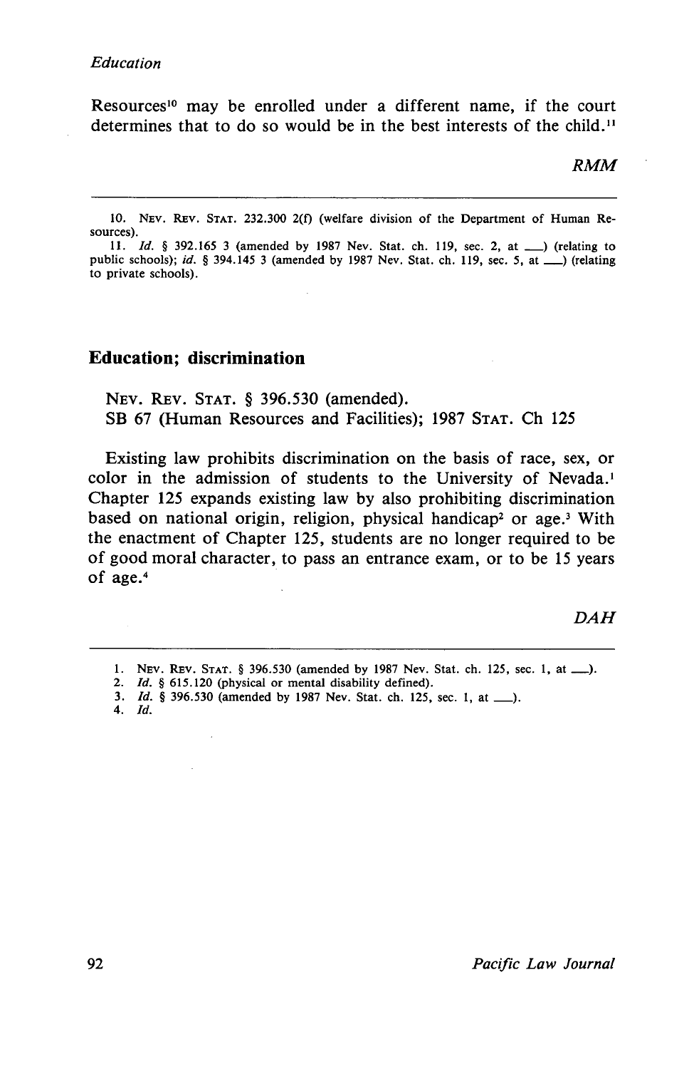Resources[10] may be enrolled under a different name, if the court determines that to do so would be in the best interests of the child.[11]

*RMM*

---

10. NEV. REV. STAT. 232.300 2(f) (welfare division of the Department of Human Resources).

11. *Id.* § 392.165 3 (amended by 1987 Nev. Stat. ch. 119, sec. 2, at ___) (relating to public schools); *id.* § 394.145 3 (amended by 1987 Nev. Stat. ch. 119, sec. 5, at ___) (relating to private schools).

## Education; discrimination

NEV. REV. STAT. § 396.530 (amended).
SB 67 (Human Resources and Facilities); 1987 STAT. Ch 125

Existing law prohibits discrimination on the basis of race, sex, or color in the admission of students to the University of Nevada.[1] Chapter 125 expands existing law by also prohibiting discrimination based on national origin, religion, physical handicap[2] or age.[3] With the enactment of Chapter 125, students are no longer required to be of good moral character, to pass an entrance exam, or to be 15 years of age.[4]

*DAH*

---

1. NEV. REV. STAT. § 396.530 (amended by 1987 Nev. Stat. ch. 125, sec. 1, at ___).
2. *Id.* § 615.120 (physical or mental disability defined).
3. *Id.* § 396.530 (amended by 1987 Nev. Stat. ch. 125, sec. 1, at ___).
4. *Id.*